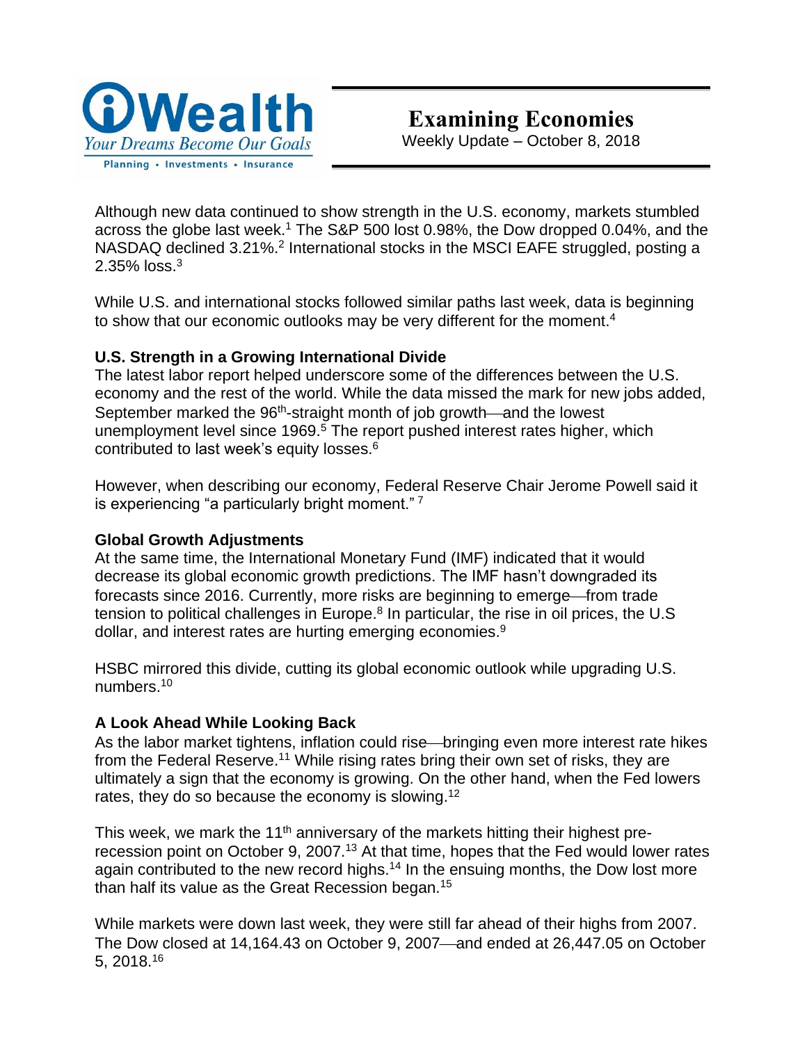iWealth

*Your Dreams Become Our Goals*

Planning • Investments • Insurance

# Examining Economies

Weekly Update – October 8, 2018

Although new data continued to show strength in the U.S. economy, markets stumbled across the globe last week.[1] The S&P 500 lost 0.98%, the Dow dropped 0.04%, and the NASDAQ declined 3.21%.[2] International stocks in the MSCI EAFE struggled, posting a 2.35% loss.[3]

While U.S. and international stocks followed similar paths last week, data is beginning to show that our economic outlooks may be very different for the moment.[4]

**U.S. Strength in a Growing International Divide**

The latest labor report helped underscore some of the differences between the U.S. economy and the rest of the world. While the data missed the mark for new jobs added, September marked the 96th-straight month of job growth—and the lowest unemployment level since 1969.[5] The report pushed interest rates higher, which contributed to last week's equity losses.[6]

However, when describing our economy, Federal Reserve Chair Jerome Powell said it is experiencing "a particularly bright moment." [7]

**Global Growth Adjustments**

At the same time, the International Monetary Fund (IMF) indicated that it would decrease its global economic growth predictions. The IMF hasn't downgraded its forecasts since 2016. Currently, more risks are beginning to emerge—from trade tension to political challenges in Europe.[8] In particular, the rise in oil prices, the U.S dollar, and interest rates are hurting emerging economies.[9]

HSBC mirrored this divide, cutting its global economic outlook while upgrading U.S. numbers.[10]

**A Look Ahead While Looking Back**

As the labor market tightens, inflation could rise—bringing even more interest rate hikes from the Federal Reserve.[11] While rising rates bring their own set of risks, they are ultimately a sign that the economy is growing. On the other hand, when the Fed lowers rates, they do so because the economy is slowing.[12]

This week, we mark the 11th anniversary of the markets hitting their highest pre-recession point on October 9, 2007.[13] At that time, hopes that the Fed would lower rates again contributed to the new record highs.[14] In the ensuing months, the Dow lost more than half its value as the Great Recession began.[15]

While markets were down last week, they were still far ahead of their highs from 2007. The Dow closed at 14,164.43 on October 9, 2007—and ended at 26,447.05 on October 5, 2018.[16]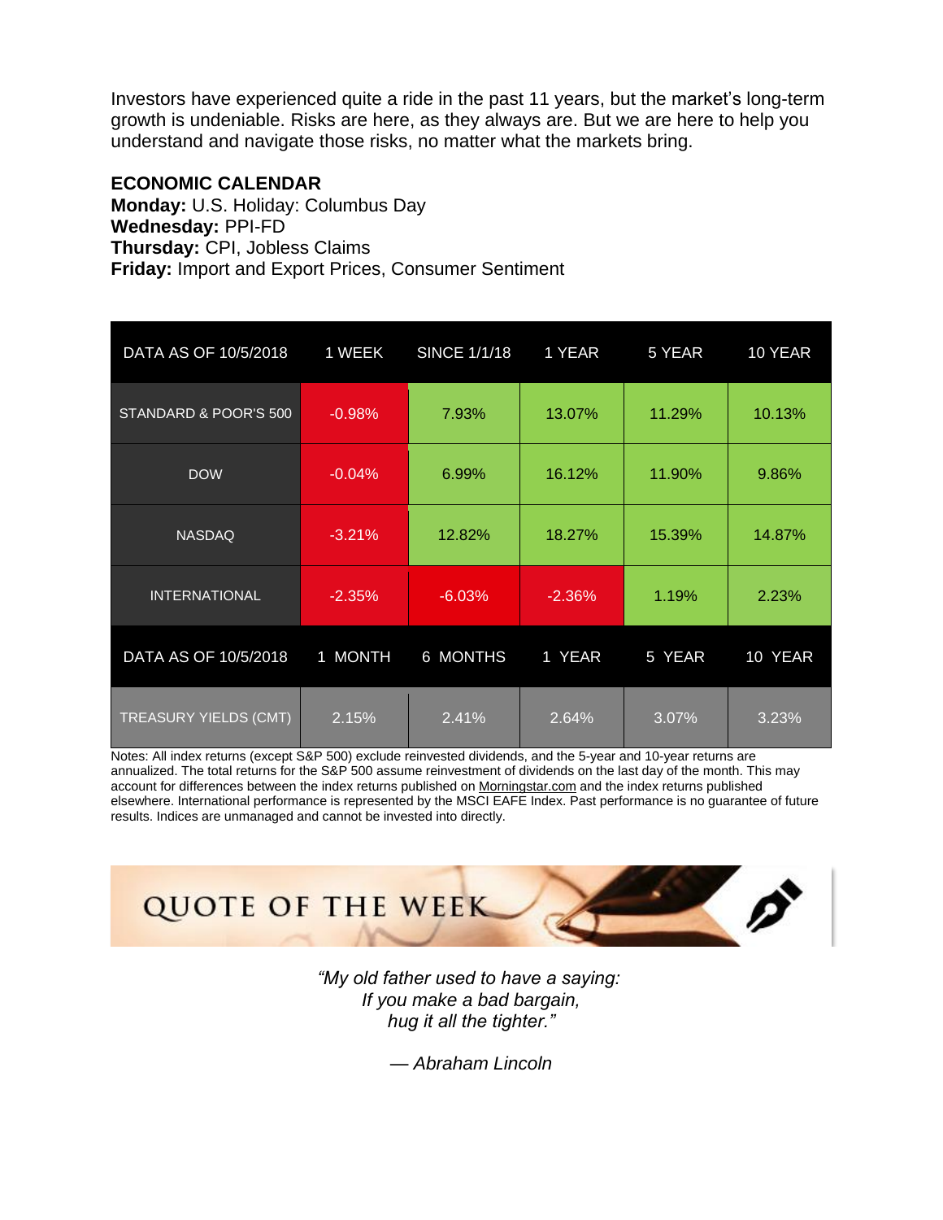Investors have experienced quite a ride in the past 11 years, but the market's long-term growth is undeniable. Risks are here, as they always are. But we are here to help you understand and navigate those risks, no matter what the markets bring.

**ECONOMIC CALENDAR**
**Monday:** U.S. Holiday: Columbus Day
**Wednesday:** PPI-FD
**Thursday:** CPI, Jobless Claims
**Friday:** Import and Export Prices, Consumer Sentiment

| DATA AS OF 10/5/2018 | 1 WEEK | SINCE 1/1/18 | 1 YEAR | 5 YEAR | 10 YEAR |
|---|---|---|---|---|---|
| STANDARD & POOR'S 500 | -0.98% | 7.93% | 13.07% | 11.29% | 10.13% |
| DOW | -0.04% | 6.99% | 16.12% | 11.90% | 9.86% |
| NASDAQ | -3.21% | 12.82% | 18.27% | 15.39% | 14.87% |
| INTERNATIONAL | -2.35% | -6.03% | -2.36% | 1.19% | 2.23% |
| **DATA AS OF 10/5/2018** | **1 MONTH** | **6 MONTHS** | **1 YEAR** | **5 YEAR** | **10 YEAR** |
| TREASURY YIELDS (CMT) | 2.15% | 2.41% | 2.64% | 3.07% | 3.23% |

Notes: All index returns (except S&P 500) exclude reinvested dividends, and the 5-year and 10-year returns are annualized. The total returns for the S&P 500 assume reinvestment of dividends on the last day of the month. This may account for differences between the index returns published on Morningstar.com and the index returns published elsewhere. International performance is represented by the MSCI EAFE Index. Past performance is no guarantee of future results. Indices are unmanaged and cannot be invested into directly.

## QUOTE OF THE WEEK

*"My old father used to have a saying:*
*If you make a bad bargain,*
*hug it all the tighter."*

*— Abraham Lincoln*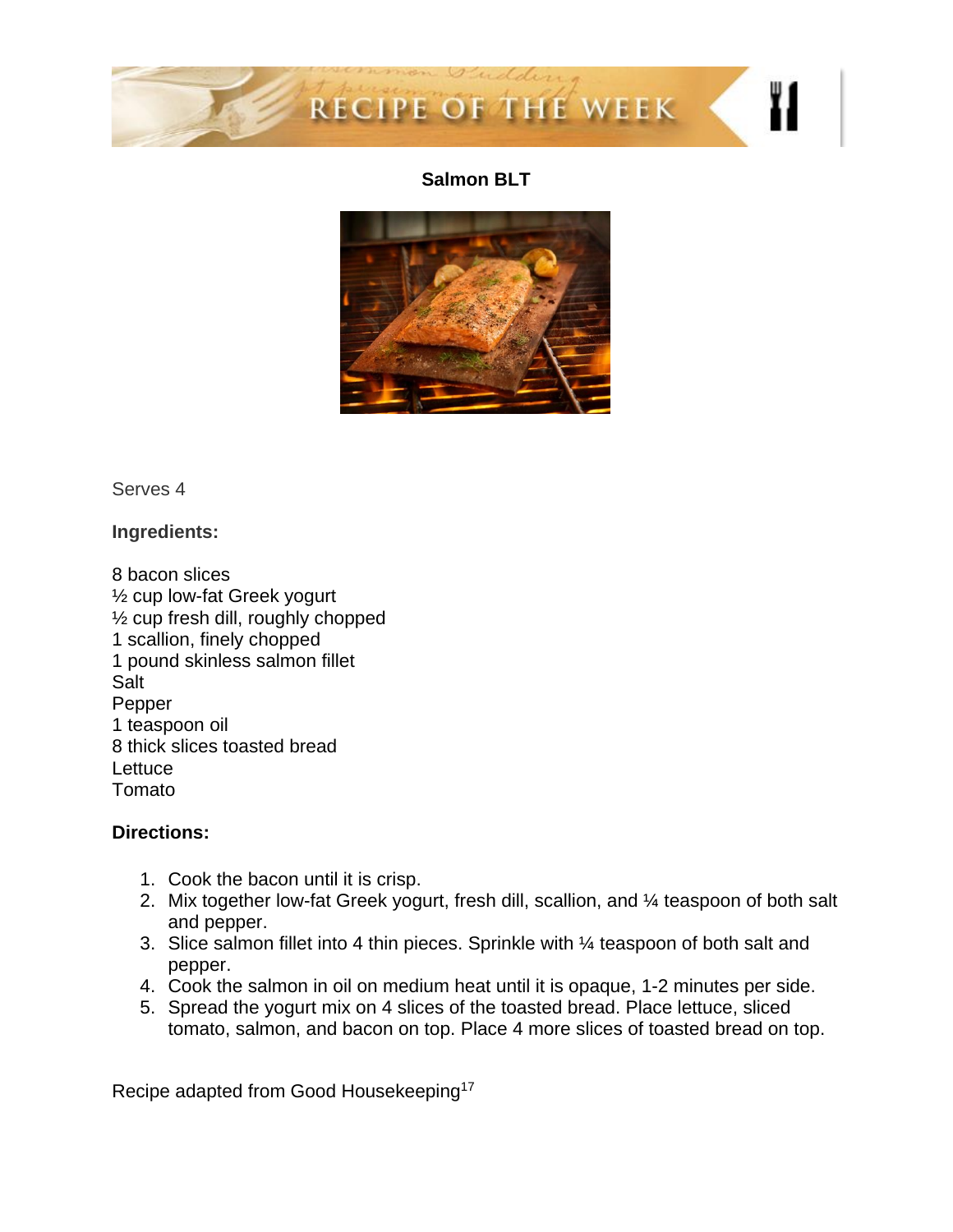RECIPE OF THE WEEK

## Salmon BLT

Serves 4

**Ingredients:**

8 bacon slices
½ cup low-fat Greek yogurt
½ cup fresh dill, roughly chopped
1 scallion, finely chopped
1 pound skinless salmon fillet
Salt
Pepper
1 teaspoon oil
8 thick slices toasted bread
Lettuce
Tomato

**Directions:**

1. Cook the bacon until it is crisp.
2. Mix together low-fat Greek yogurt, fresh dill, scallion, and ¼ teaspoon of both salt and pepper.
3. Slice salmon fillet into 4 thin pieces. Sprinkle with ¼ teaspoon of both salt and pepper.
4. Cook the salmon in oil on medium heat until it is opaque, 1-2 minutes per side.
5. Spread the yogurt mix on 4 slices of the toasted bread. Place lettuce, sliced tomato, salmon, and bacon on top. Place 4 more slices of toasted bread on top.

Recipe adapted from Good Housekeeping[17]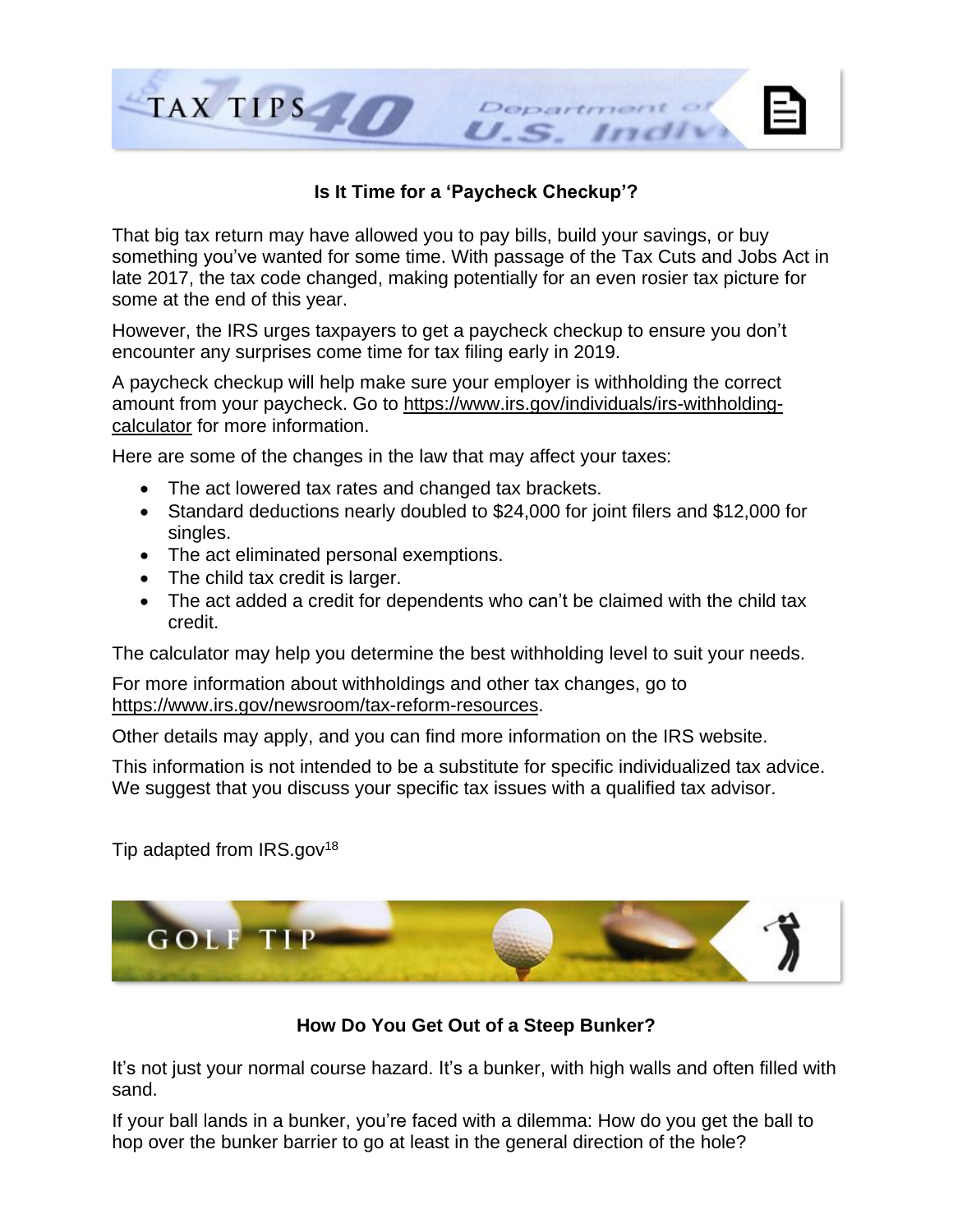## TAX TIPS

### Is It Time for a 'Paycheck Checkup'?

That big tax return may have allowed you to pay bills, build your savings, or buy something you've wanted for some time. With passage of the Tax Cuts and Jobs Act in late 2017, the tax code changed, making potentially for an even rosier tax picture for some at the end of this year.

However, the IRS urges taxpayers to get a paycheck checkup to ensure you don't encounter any surprises come time for tax filing early in 2019.

A paycheck checkup will help make sure your employer is withholding the correct amount from your paycheck. Go to https://www.irs.gov/individuals/irs-withholding-calculator for more information.

Here are some of the changes in the law that may affect your taxes:

- The act lowered tax rates and changed tax brackets.
- Standard deductions nearly doubled to $24,000 for joint filers and $12,000 for singles.
- The act eliminated personal exemptions.
- The child tax credit is larger.
- The act added a credit for dependents who can't be claimed with the child tax credit.

The calculator may help you determine the best withholding level to suit your needs.

For more information about withholdings and other tax changes, go to https://www.irs.gov/newsroom/tax-reform-resources.

Other details may apply, and you can find more information on the IRS website.

This information is not intended to be a substitute for specific individualized tax advice. We suggest that you discuss your specific tax issues with a qualified tax advisor.

Tip adapted from IRS.gov[18]

## GOLF TIP

### How Do You Get Out of a Steep Bunker?

It's not just your normal course hazard. It's a bunker, with high walls and often filled with sand.

If your ball lands in a bunker, you're faced with a dilemma: How do you get the ball to hop over the bunker barrier to go at least in the general direction of the hole?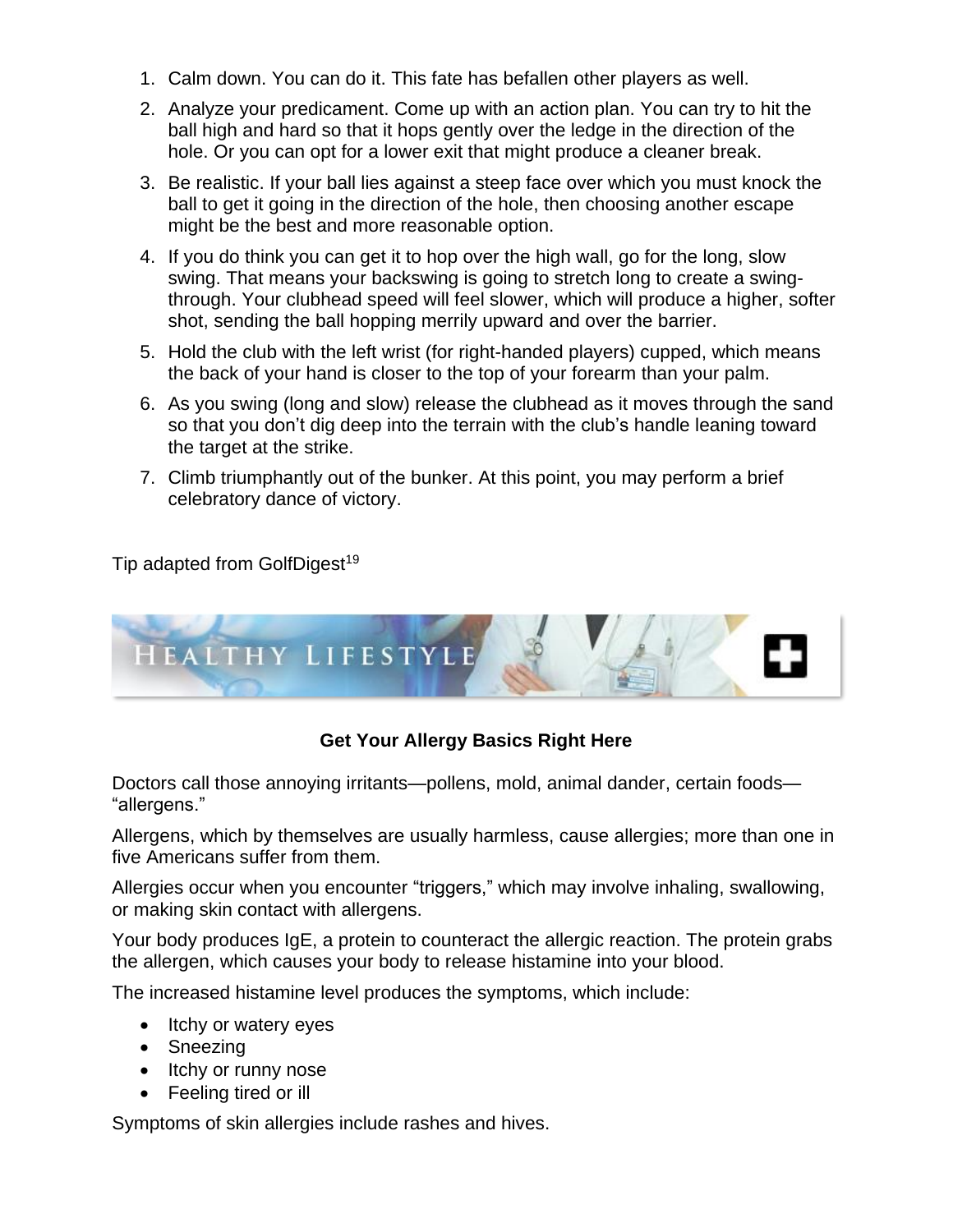1. Calm down. You can do it. This fate has befallen other players as well.
2. Analyze your predicament. Come up with an action plan. You can try to hit the ball high and hard so that it hops gently over the ledge in the direction of the hole. Or you can opt for a lower exit that might produce a cleaner break.
3. Be realistic. If your ball lies against a steep face over which you must knock the ball to get it going in the direction of the hole, then choosing another escape might be the best and more reasonable option.
4. If you do think you can get it to hop over the high wall, go for the long, slow swing. That means your backswing is going to stretch long to create a swing-through. Your clubhead speed will feel slower, which will produce a higher, softer shot, sending the ball hopping merrily upward and over the barrier.
5. Hold the club with the left wrist (for right-handed players) cupped, which means the back of your hand is closer to the top of your forearm than your palm.
6. As you swing (long and slow) release the clubhead as it moves through the sand so that you don't dig deep into the terrain with the club's handle leaning toward the target at the strike.
7. Climb triumphantly out of the bunker. At this point, you may perform a brief celebratory dance of victory.

Tip adapted from GolfDigest[19]

## HEALTHY LIFESTYLE

### Get Your Allergy Basics Right Here

Doctors call those annoying irritants—pollens, mold, animal dander, certain foods—"allergens."

Allergens, which by themselves are usually harmless, cause allergies; more than one in five Americans suffer from them.

Allergies occur when you encounter "triggers," which may involve inhaling, swallowing, or making skin contact with allergens.

Your body produces IgE, a protein to counteract the allergic reaction. The protein grabs the allergen, which causes your body to release histamine into your blood.

The increased histamine level produces the symptoms, which include:

- Itchy or watery eyes
- Sneezing
- Itchy or runny nose
- Feeling tired or ill

Symptoms of skin allergies include rashes and hives.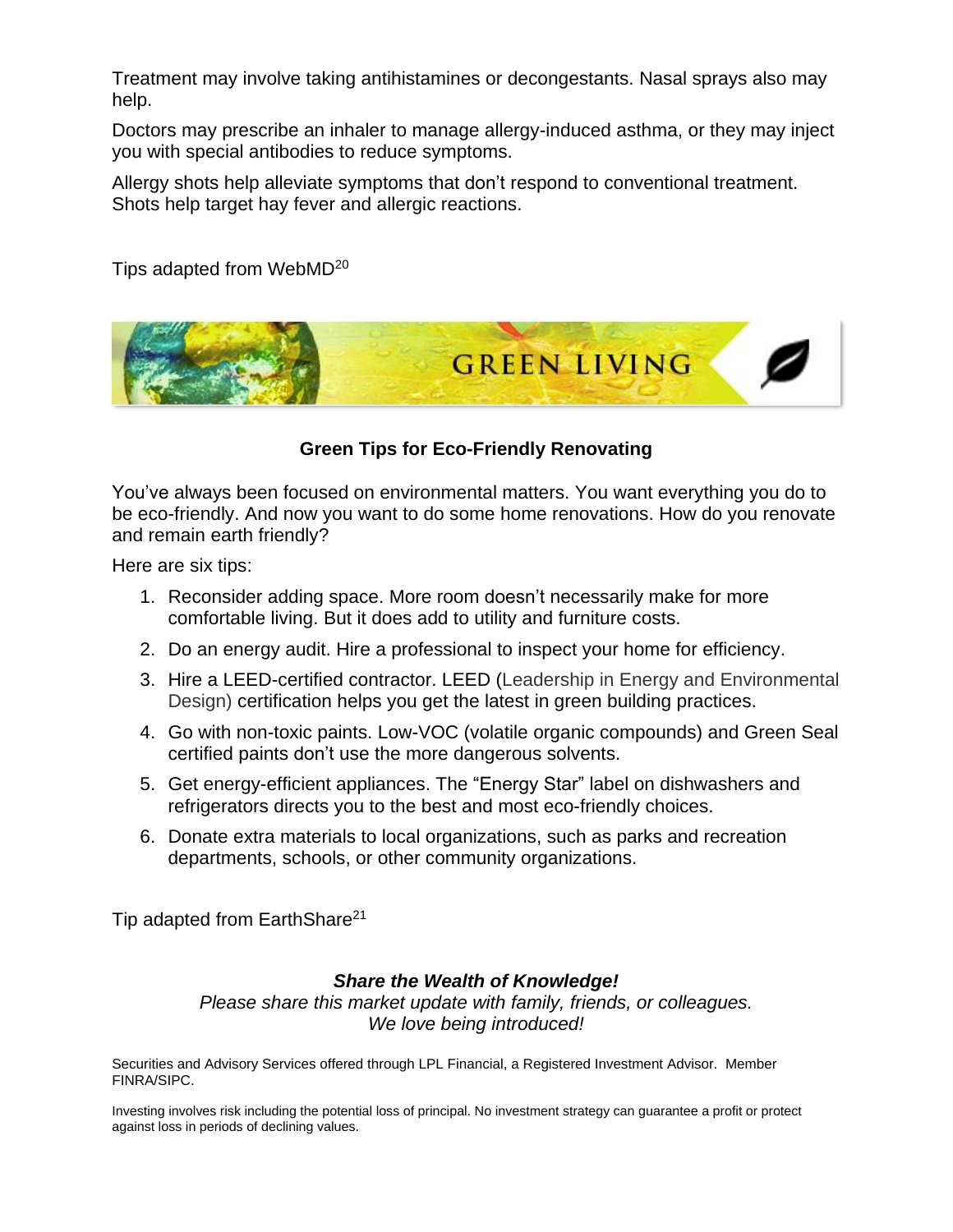Treatment may involve taking antihistamines or decongestants. Nasal sprays also may help.

Doctors may prescribe an inhaler to manage allergy-induced asthma, or they may inject you with special antibodies to reduce symptoms.

Allergy shots help alleviate symptoms that don't respond to conventional treatment. Shots help target hay fever and allergic reactions.

Tips adapted from WebMD[20]

GREEN LIVING

### Green Tips for Eco-Friendly Renovating

You've always been focused on environmental matters. You want everything you do to be eco-friendly. And now you want to do some home renovations. How do you renovate and remain earth friendly?

Here are six tips:

1. Reconsider adding space. More room doesn't necessarily make for more comfortable living. But it does add to utility and furniture costs.
2. Do an energy audit. Hire a professional to inspect your home for efficiency.
3. Hire a LEED-certified contractor. LEED (Leadership in Energy and Environmental Design) certification helps you get the latest in green building practices.
4. Go with non-toxic paints. Low-VOC (volatile organic compounds) and Green Seal certified paints don't use the more dangerous solvents.
5. Get energy-efficient appliances. The "Energy Star" label on dishwashers and refrigerators directs you to the best and most eco-friendly choices.
6. Donate extra materials to local organizations, such as parks and recreation departments, schools, or other community organizations.

Tip adapted from EarthShare[21]

***Share the Wealth of Knowledge!***

*Please share this market update with family, friends, or colleagues. We love being introduced!*

Securities and Advisory Services offered through LPL Financial, a Registered Investment Advisor. Member FINRA/SIPC.

Investing involves risk including the potential loss of principal. No investment strategy can guarantee a profit or protect against loss in periods of declining values.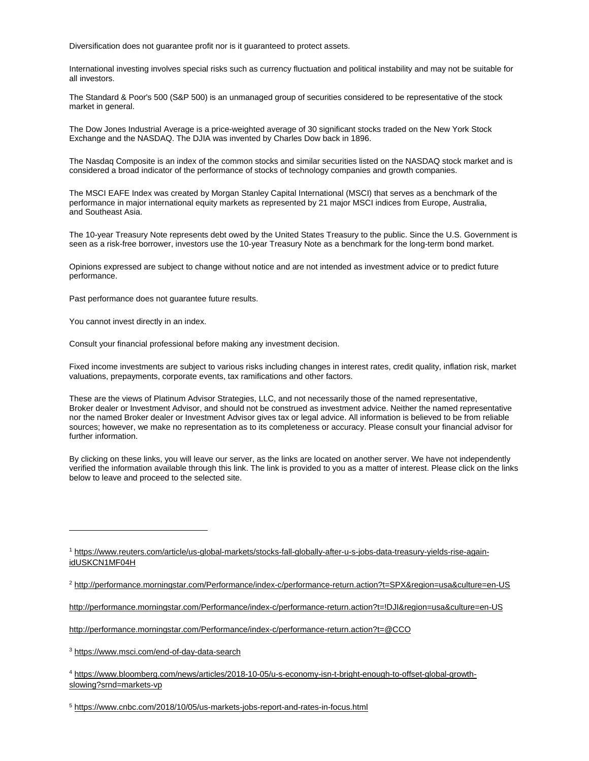Diversification does not guarantee profit nor is it guaranteed to protect assets.

International investing involves special risks such as currency fluctuation and political instability and may not be suitable for all investors.

The Standard & Poor's 500 (S&P 500) is an unmanaged group of securities considered to be representative of the stock market in general.

The Dow Jones Industrial Average is a price-weighted average of 30 significant stocks traded on the New York Stock Exchange and the NASDAQ. The DJIA was invented by Charles Dow back in 1896.

The Nasdaq Composite is an index of the common stocks and similar securities listed on the NASDAQ stock market and is considered a broad indicator of the performance of stocks of technology companies and growth companies.

The MSCI EAFE Index was created by Morgan Stanley Capital International (MSCI) that serves as a benchmark of the performance in major international equity markets as represented by 21 major MSCI indices from Europe, Australia, and Southeast Asia.

The 10-year Treasury Note represents debt owed by the United States Treasury to the public. Since the U.S. Government is seen as a risk-free borrower, investors use the 10-year Treasury Note as a benchmark for the long-term bond market.

Opinions expressed are subject to change without notice and are not intended as investment advice or to predict future performance.

Past performance does not guarantee future results.

You cannot invest directly in an index.

Consult your financial professional before making any investment decision.

Fixed income investments are subject to various risks including changes in interest rates, credit quality, inflation risk, market valuations, prepayments, corporate events, tax ramifications and other factors.

These are the views of Platinum Advisor Strategies, LLC, and not necessarily those of the named representative, Broker dealer or Investment Advisor, and should not be construed as investment advice. Neither the named representative nor the named Broker dealer or Investment Advisor gives tax or legal advice. All information is believed to be from reliable sources; however, we make no representation as to its completeness or accuracy. Please consult your financial advisor for further information.

By clicking on these links, you will leave our server, as the links are located on another server. We have not independently verified the information available through this link. The link is provided to you as a matter of interest. Please click on the links below to leave and proceed to the selected site.

---

[1] https://www.reuters.com/article/us-global-markets/stocks-fall-globally-after-u-s-jobs-data-treasury-yields-rise-again-idUSKCN1MF04H

[2] http://performance.morningstar.com/Performance/index-c/performance-return.action?t=SPX&region=usa&culture=en-US

http://performance.morningstar.com/Performance/index-c/performance-return.action?t=!DJI&region=usa&culture=en-US

http://performance.morningstar.com/Performance/index-c/performance-return.action?t=@CCO

[3] https://www.msci.com/end-of-day-data-search

[4] https://www.bloomberg.com/news/articles/2018-10-05/u-s-economy-isn-t-bright-enough-to-offset-global-growth-slowing?srnd=markets-vp

[5] https://www.cnbc.com/2018/10/05/us-markets-jobs-report-and-rates-in-focus.html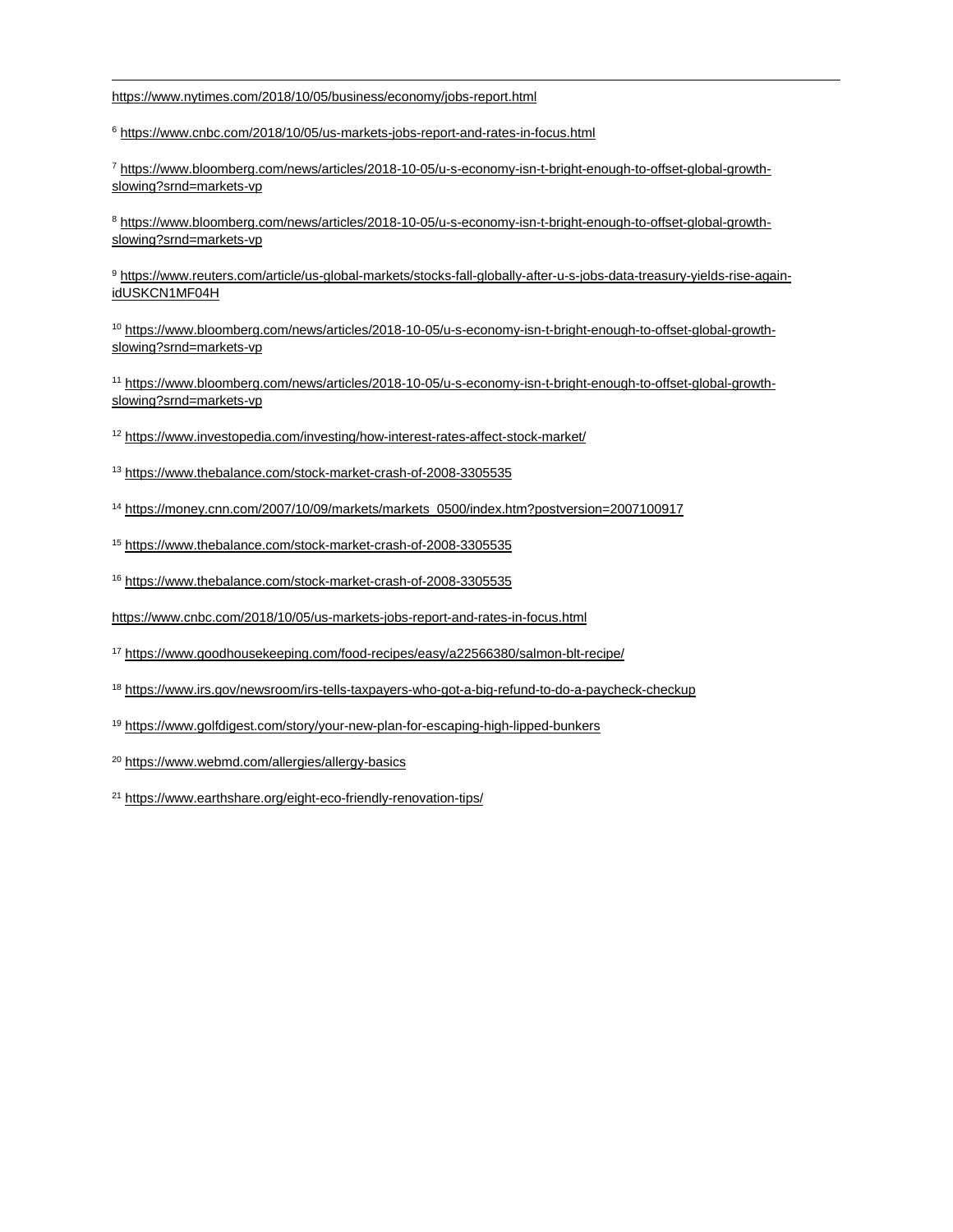https://www.nytimes.com/2018/10/05/business/economy/jobs-report.html

[6] https://www.cnbc.com/2018/10/05/us-markets-jobs-report-and-rates-in-focus.html

[7] https://www.bloomberg.com/news/articles/2018-10-05/u-s-economy-isn-t-bright-enough-to-offset-global-growth-slowing?srnd=markets-vp

[8] https://www.bloomberg.com/news/articles/2018-10-05/u-s-economy-isn-t-bright-enough-to-offset-global-growth-slowing?srnd=markets-vp

[9] https://www.reuters.com/article/us-global-markets/stocks-fall-globally-after-u-s-jobs-data-treasury-yields-rise-again-idUSKCN1MF04H

[10] https://www.bloomberg.com/news/articles/2018-10-05/u-s-economy-isn-t-bright-enough-to-offset-global-growth-slowing?srnd=markets-vp

[11] https://www.bloomberg.com/news/articles/2018-10-05/u-s-economy-isn-t-bright-enough-to-offset-global-growth-slowing?srnd=markets-vp

[12] https://www.investopedia.com/investing/how-interest-rates-affect-stock-market/

[13] https://www.thebalance.com/stock-market-crash-of-2008-3305535

[14] https://money.cnn.com/2007/10/09/markets/markets_0500/index.htm?postversion=2007100917

[15] https://www.thebalance.com/stock-market-crash-of-2008-3305535

[16] https://www.thebalance.com/stock-market-crash-of-2008-3305535

https://www.cnbc.com/2018/10/05/us-markets-jobs-report-and-rates-in-focus.html

[17] https://www.goodhousekeeping.com/food-recipes/easy/a22566380/salmon-blt-recipe/

[18] https://www.irs.gov/newsroom/irs-tells-taxpayers-who-got-a-big-refund-to-do-a-paycheck-checkup

[19] https://www.golfdigest.com/story/your-new-plan-for-escaping-high-lipped-bunkers

[20] https://www.webmd.com/allergies/allergy-basics

[21] https://www.earthshare.org/eight-eco-friendly-renovation-tips/